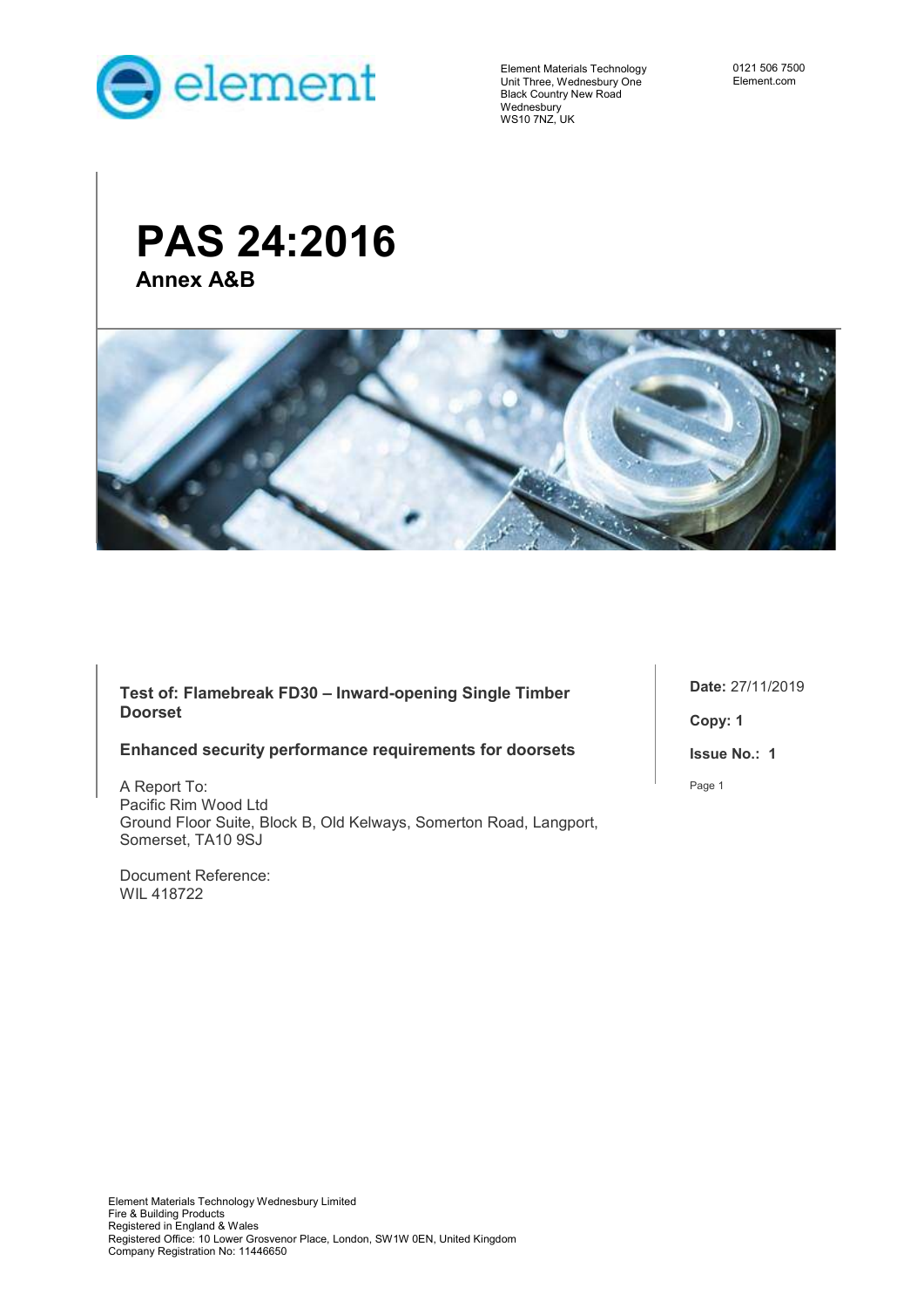element

Element Materials Technology
Unit Three, Wednesbury One
Black Country New Road
Wednesbury
WS10 7NZ, UK

0121 506 7500
Element.com

# PAS 24:2016

## Annex A&B

**Test of: Flamebreak FD30 – Inward-opening Single Timber Doorset**

**Enhanced security performance requirements for doorsets**

A Report To:
Pacific Rim Wood Ltd
Ground Floor Suite, Block B, Old Kelways, Somerton Road, Langport, Somerset, TA10 9SJ

Document Reference:
WIL 418722

**Date:** 27/11/2019

**Copy: 1**

**Issue No.: 1**

Element Materials Technology Wednesbury Limited
Fire & Building Products
Registered in England & Wales
Registered Office: 10 Lower Grosvenor Place, London, SW1W 0EN, United Kingdom
Company Registration No: 11446650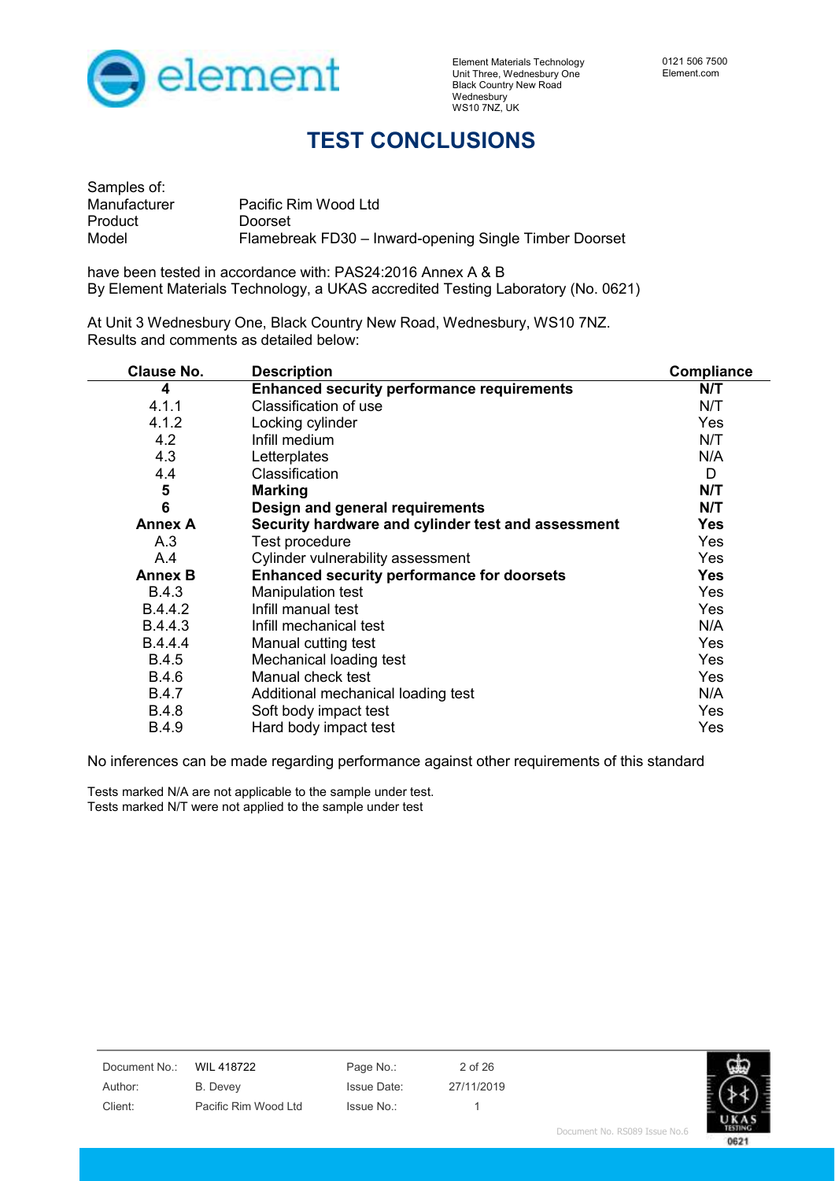Element Materials Technology
Unit Three, Wednesbury One
Black Country New Road
Wednesbury
WS10 7NZ, UK

0121 506 7500
Element.com

# TEST CONCLUSIONS

Samples of:

| | |
|---|---|
| Manufacturer | Pacific Rim Wood Ltd |
| Product | Doorset |
| Model | Flamebreak FD30 – Inward-opening Single Timber Doorset |

have been tested in accordance with: PAS24:2016 Annex A & B
By Element Materials Technology, a UKAS accredited Testing Laboratory (No. 0621)

At Unit 3 Wednesbury One, Black Country New Road, Wednesbury, WS10 7NZ.
Results and comments as detailed below:

| Clause No. | Description | Compliance |
|---|---|---|
| **4** | **Enhanced security performance requirements** | **N/T** |
| 4.1.1 | Classification of use | N/T |
| 4.1.2 | Locking cylinder | Yes |
| 4.2 | Infill medium | N/T |
| 4.3 | Letterplates | N/A |
| 4.4 | Classification | D |
| **5** | **Marking** | **N/T** |
| **6** | **Design and general requirements** | **N/T** |
| **Annex A** | **Security hardware and cylinder test and assessment** | **Yes** |
| A.3 | Test procedure | Yes |
| A.4 | Cylinder vulnerability assessment | Yes |
| **Annex B** | **Enhanced security performance for doorsets** | **Yes** |
| B.4.3 | Manipulation test | Yes |
| B.4.4.2 | Infill manual test | Yes |
| B.4.4.3 | Infill mechanical test | N/A |
| B.4.4.4 | Manual cutting test | Yes |
| B.4.5 | Mechanical loading test | Yes |
| B.4.6 | Manual check test | Yes |
| B.4.7 | Additional mechanical loading test | N/A |
| B.4.8 | Soft body impact test | Yes |
| B.4.9 | Hard body impact test | Yes |

No inferences can be made regarding performance against other requirements of this standard

Tests marked N/A are not applicable to the sample under test.
Tests marked N/T were not applied to the sample under test

| | | | |
|---|---|---|---|
| Document No.: | WIL 418722 | Page No.: | 2 of 26 |
| Author: | B. Devey | Issue Date: | 27/11/2019 |
| Client: | Pacific Rim Wood Ltd | Issue No.: | 1 |

Document No. RS089 Issue No.6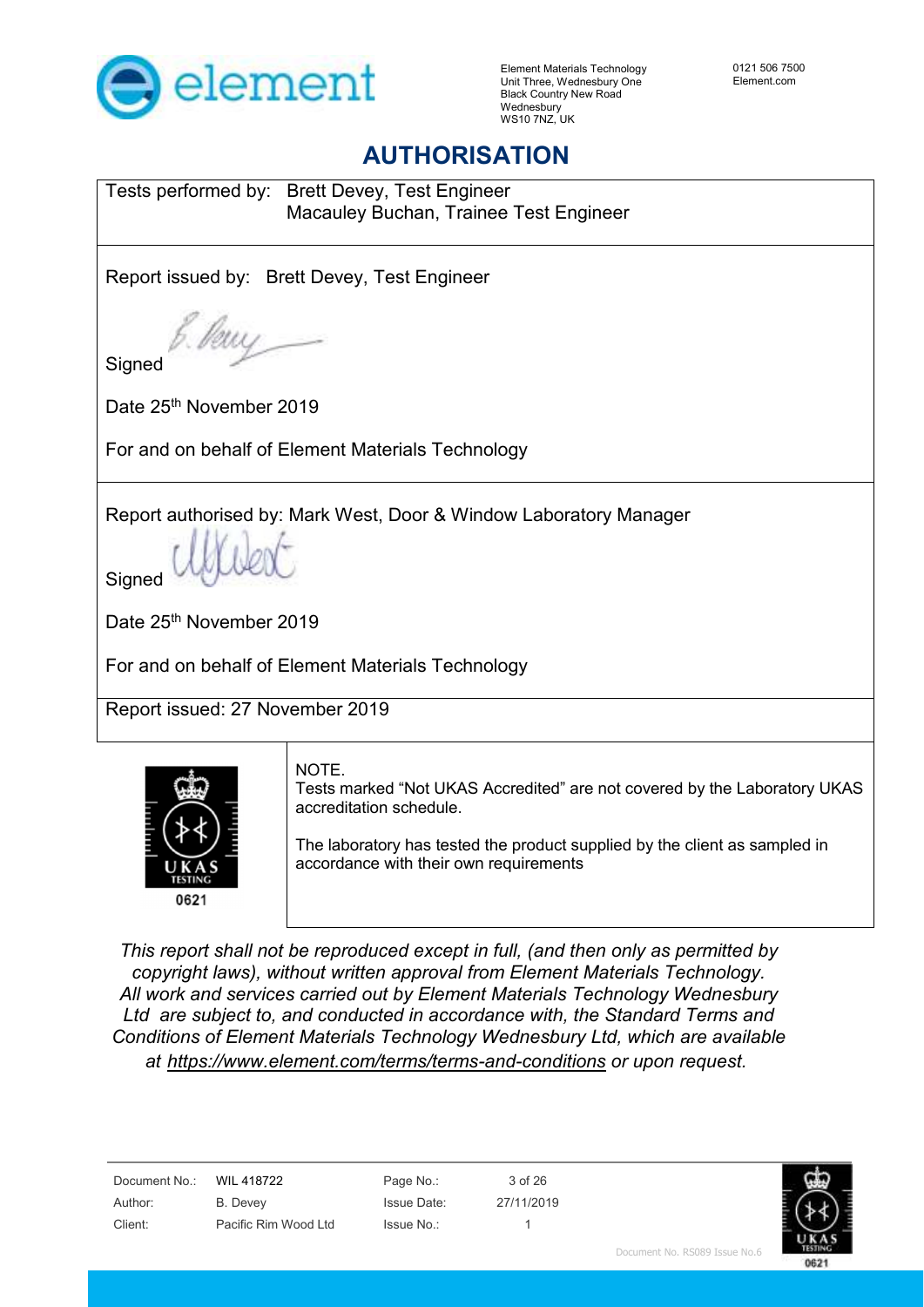Element Materials Technology
Unit Three, Wednesbury One
Black Country New Road
Wednesbury
WS10 7NZ, UK

0121 506 7500
Element.com

# AUTHORISATION

Tests performed by: Brett Devey, Test Engineer
Macauley Buchan, Trainee Test Engineer

Report issued by: Brett Devey, Test Engineer

Signed

Date 25th November 2019

For and on behalf of Element Materials Technology

Report authorised by: Mark West, Door & Window Laboratory Manager

Signed

Date 25th November 2019

For and on behalf of Element Materials Technology

Report issued: 27 November 2019

NOTE.
Tests marked "Not UKAS Accredited" are not covered by the Laboratory UKAS accreditation schedule.

The laboratory has tested the product supplied by the client as sampled in accordance with their own requirements

*This report shall not be reproduced except in full, (and then only as permitted by copyright laws), without written approval from Element Materials Technology. All work and services carried out by Element Materials Technology Wednesbury Ltd are subject to, and conducted in accordance with, the Standard Terms and Conditions of Element Materials Technology Wednesbury Ltd, which are available at https://www.element.com/terms/terms-and-conditions or upon request.*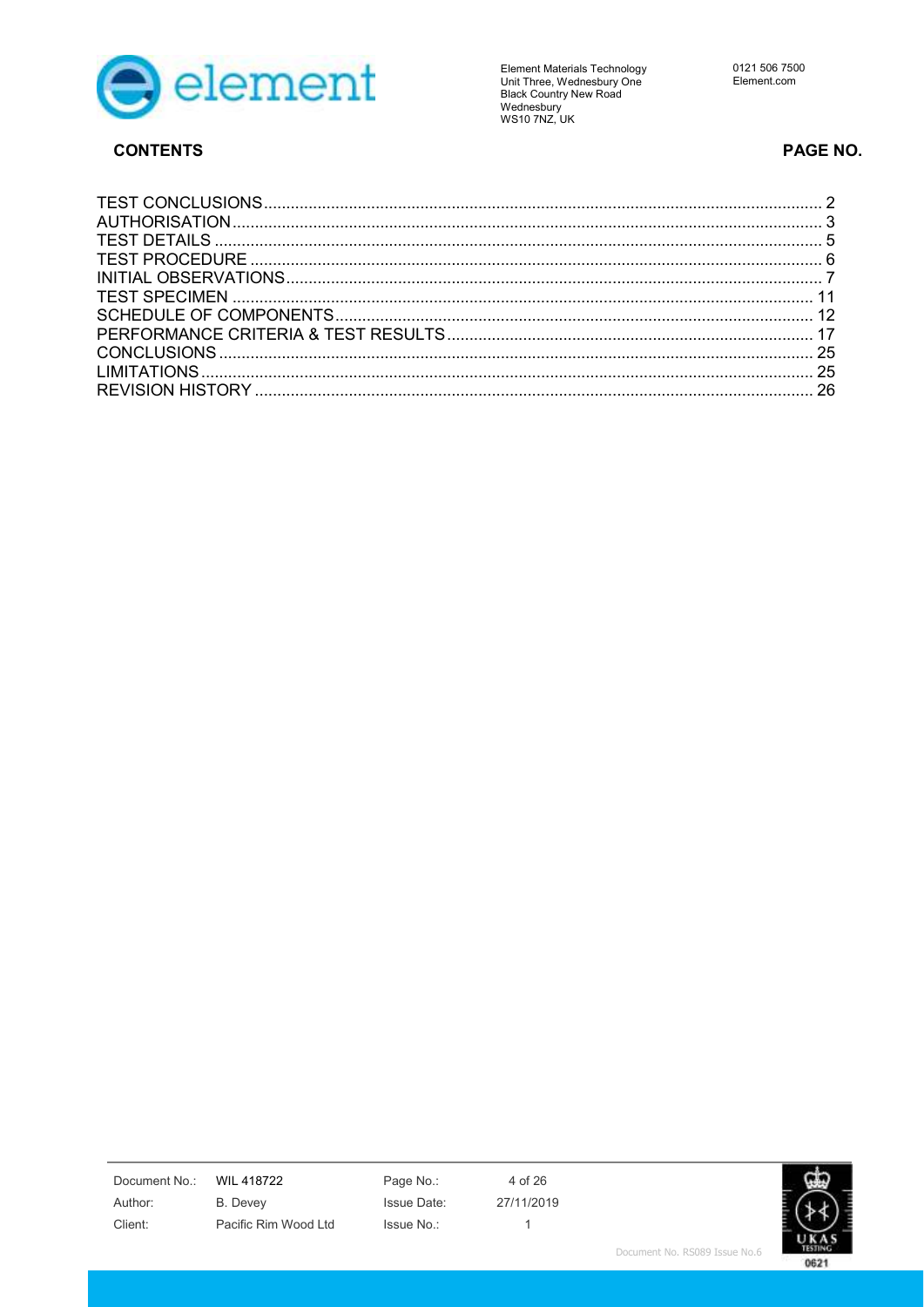## CONTENTS

| | PAGE NO. |
|---|---|
| TEST CONCLUSIONS | 2 |
| AUTHORISATION | 3 |
| TEST DETAILS | 5 |
| TEST PROCEDURE | 6 |
| INITIAL OBSERVATIONS | 7 |
| TEST SPECIMEN | 11 |
| SCHEDULE OF COMPONENTS | 12 |
| PERFORMANCE CRITERIA & TEST RESULTS | 17 |
| CONCLUSIONS | 25 |
| LIMITATIONS | 25 |
| REVISION HISTORY | 26 |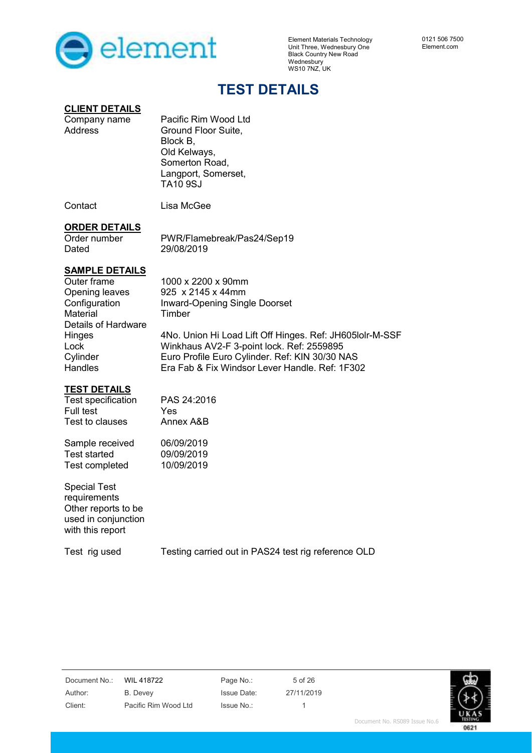# TEST DETAILS

## CLIENT DETAILS

| | |
|---|---|
| Company name | Pacific Rim Wood Ltd |
| Address | Ground Floor Suite, Block B, Old Kelways, Somerton Road, Langport, Somerset, TA10 9SJ |
| Contact | Lisa McGee |

## ORDER DETAILS

| | |
|---|---|
| Order number | PWR/Flamebreak/Pas24/Sep19 |
| Dated | 29/08/2019 |

## SAMPLE DETAILS

| | |
|---|---|
| Outer frame | 1000 x 2200 x 90mm |
| Opening leaves | 925 x 2145 x 44mm |
| Configuration | Inward-Opening Single Doorset |
| Material | Timber |
| Details of Hardware | |
| Hinges | 4No. Union Hi Load Lift Off Hinges. Ref: JH605lolr-M-SSF |
| Lock | Winkhaus AV2-F 3-point lock. Ref: 2559895 |
| Cylinder | Euro Profile Euro Cylinder. Ref: KIN 30/30 NAS |
| Handles | Era Fab & Fix Windsor Lever Handle. Ref: 1F302 |

## TEST DETAILS

| | |
|---|---|
| Test specification | PAS 24:2016 |
| Full test | Yes |
| Test to clauses | Annex A&B |
| Sample received | 06/09/2019 |
| Test started | 09/09/2019 |
| Test completed | 10/09/2019 |
| Special Test requirements | |
| Other reports to be used in conjunction with this report | |
| Test rig used | Testing carried out in PAS24 test rig reference OLD |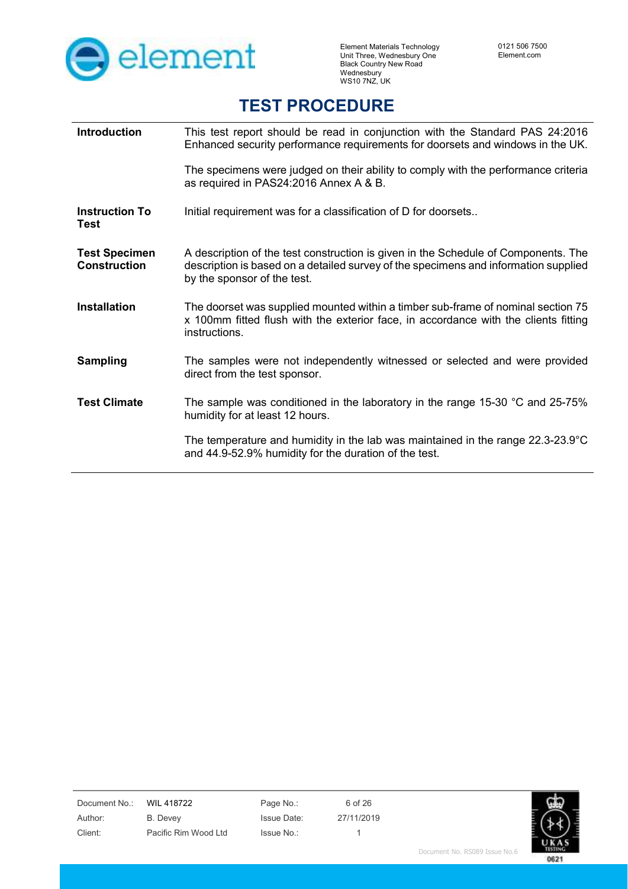# TEST PROCEDURE

| | |
|---|---|
| **Introduction** | This test report should be read in conjunction with the Standard PAS 24:2016 Enhanced security performance requirements for doorsets and windows in the UK.<br><br>The specimens were judged on their ability to comply with the performance criteria as required in PAS24:2016 Annex A & B. |
| **Instruction To Test** | Initial requirement was for a classification of D for doorsets.. |
| **Test Specimen Construction** | A description of the test construction is given in the Schedule of Components. The description is based on a detailed survey of the specimens and information supplied by the sponsor of the test. |
| **Installation** | The doorset was supplied mounted within a timber sub-frame of nominal section 75 x 100mm fitted flush with the exterior face, in accordance with the clients fitting instructions. |
| **Sampling** | The samples were not independently witnessed or selected and were provided direct from the test sponsor. |
| **Test Climate** | The sample was conditioned in the laboratory in the range 15-30 °C and 25-75% humidity for at least 12 hours.<br><br>The temperature and humidity in the lab was maintained in the range 22.3-23.9°C and 44.9-52.9% humidity for the duration of the test. |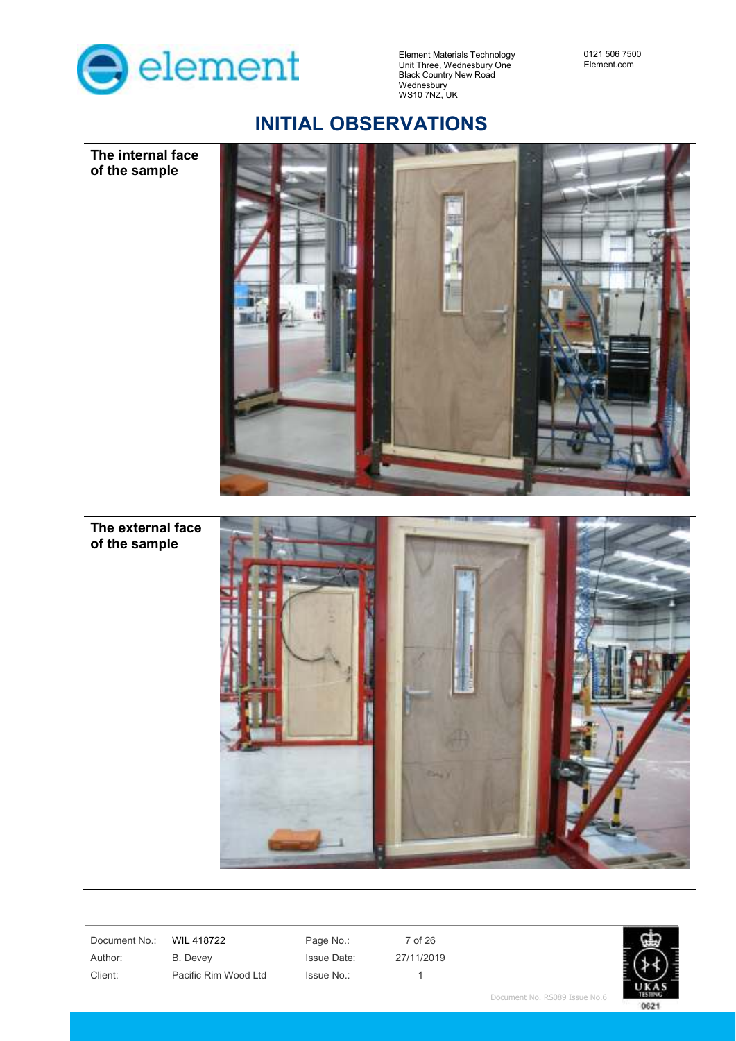# INITIAL OBSERVATIONS

**The internal face of the sample**

**The external face of the sample**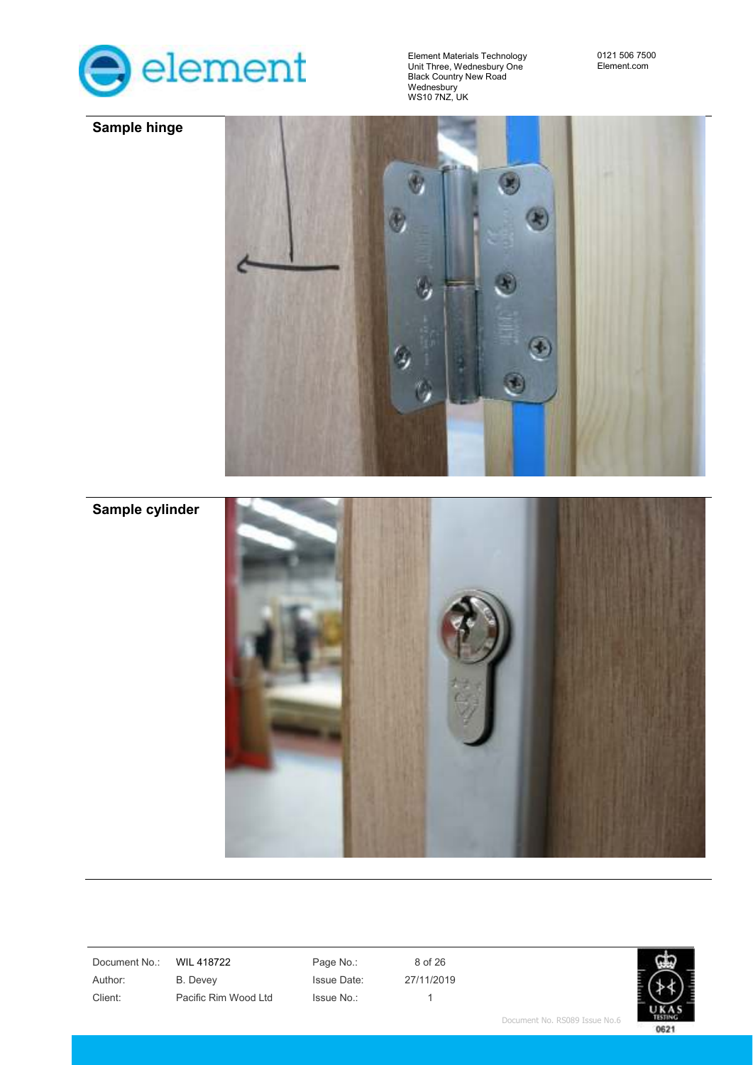**Sample hinge**

**Sample cylinder**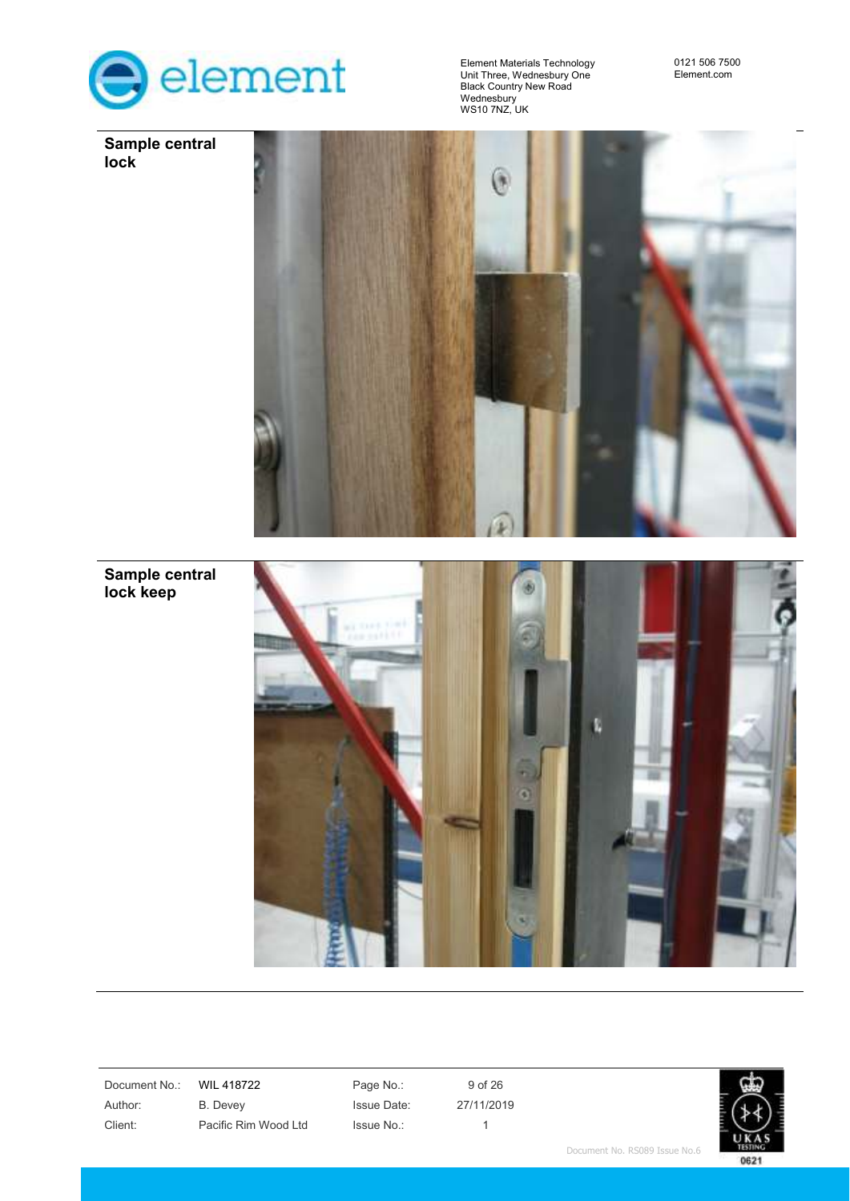**Sample central lock**

**Sample central lock keep**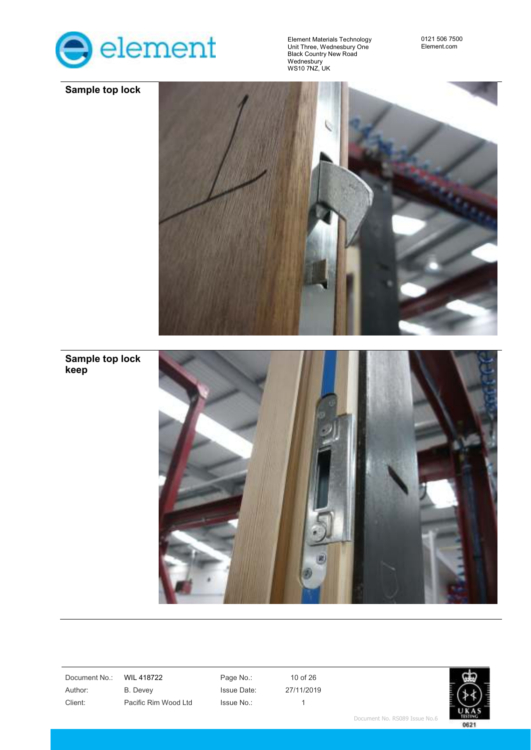**Sample top lock**

**Sample top lock keep**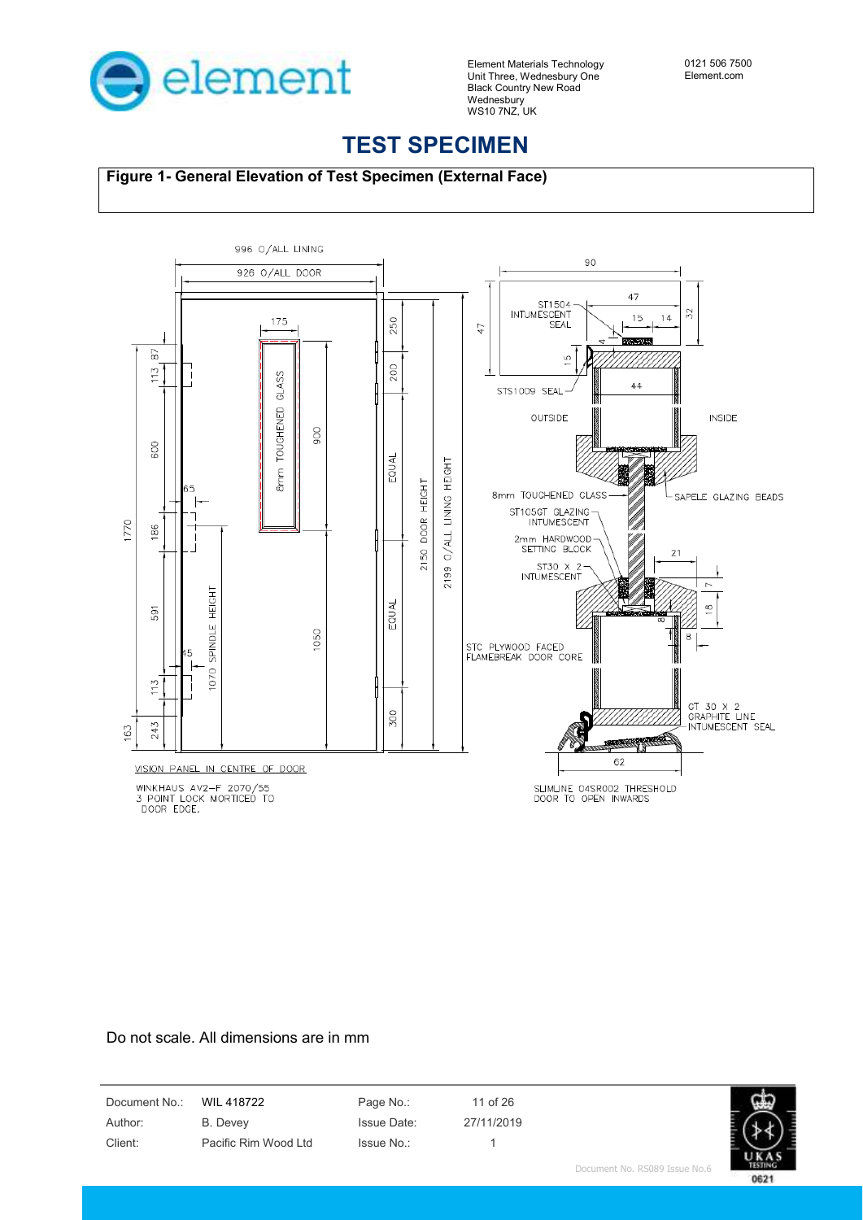# TEST SPECIMEN

**Figure 1- General Elevation of Test Specimen (External Face)**

996 O/ALL LINING

926 O/ALL DOOR

175

8mm TOUGHENED GLASS

900

1050

250

200

EQUAL

EQUAL

300

2150 DOOR HEIGHT

2199 O/ALL LINING HEIGHT

1770

113 87

600

186

591

113

243

163

65

45

1070 SPINDLE HEIGHT

VISION PANEL IN CENTRE OF DOOR

WINKHAUS AV2-F 2070/55
3 POINT LOCK MORTICED TO
DOOR EDGE.

90

47

15 14

32

47

4

15

44

ST1504 INTUMESCENT SEAL

STS1009 SEAL

OUTSIDE

INSIDE

8mm TOUGHENED GLASS

SAPELE GLAZING BEADS

ST1050T GLAZING INTUMESCENT

2mm HARDWOOD SETTING BLOCK

ST30 X 2 INTUMESCENT

21

7

18

8

8

STC PLYWOOD FACED FLAMEBREAK DOOR CORE

CT 30 X 2
GRAPHITE LINE
INTUMESCENT SEAL

62

SLIMLINE 04SR002 THRESHOLD
DOOR TO OPEN INWARDS

Do not scale. All dimensions are in mm

| Document No.: | WIL 418722 | Page No.: | 11 of 26 |
|---|---|---|---|
| Author: | B. Devey | Issue Date: | 27/11/2019 |
| Client: | Pacific Rim Wood Ltd | Issue No.: | 1 |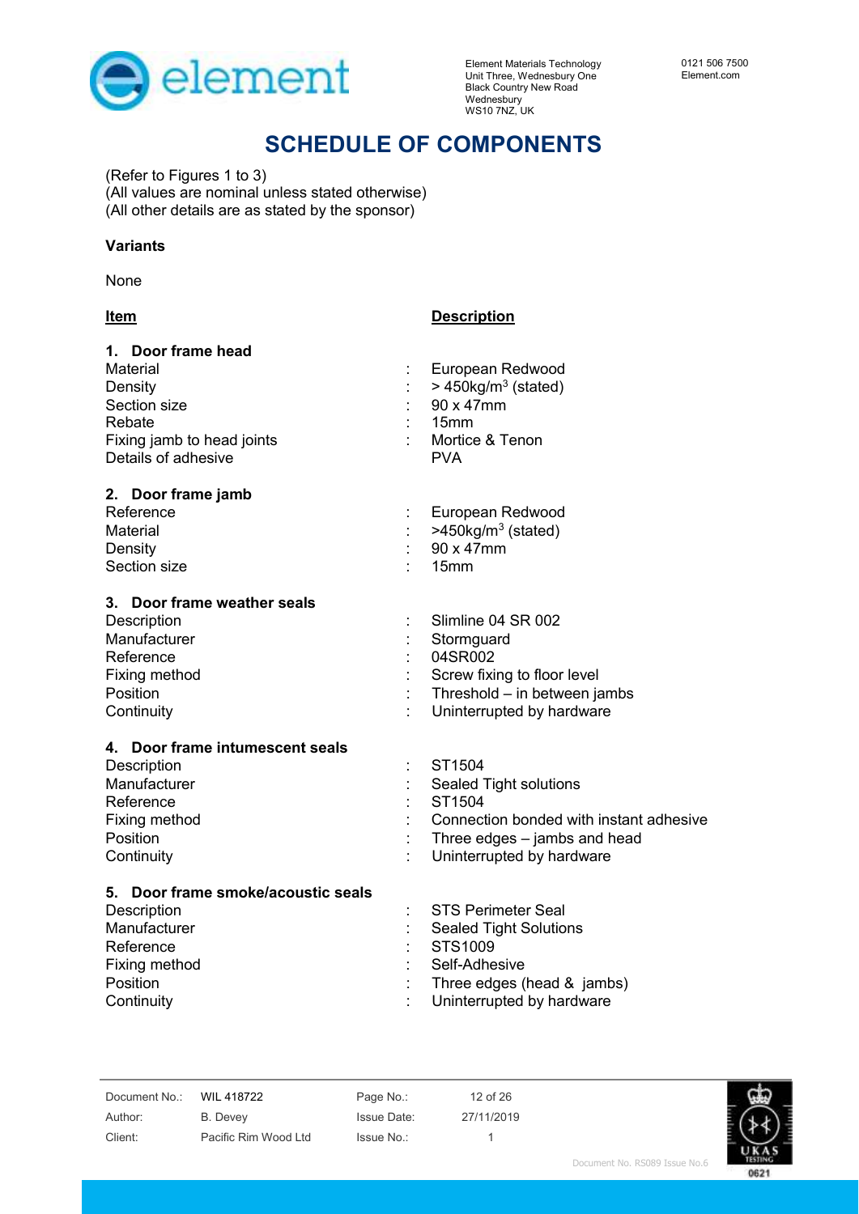# SCHEDULE OF COMPONENTS

(Refer to Figures 1 to 3)
(All values are nominal unless stated otherwise)
(All other details are as stated by the sponsor)

**Variants**

None

| **Item** | | **Description** |
|---|---|---|
| **1. Door frame head** | | |
| Material | : | European Redwood |
| Density | : | > 450kg/m$^3$ (stated) |
| Section size | : | 90 x 47mm |
| Rebate | : | 15mm |
| Fixing jamb to head joints | : | Mortice & Tenon |
| Details of adhesive | | PVA |
| **2. Door frame jamb** | | |
| Reference | : | European Redwood |
| Material | : | >450kg/m$^3$ (stated) |
| Density | : | 90 x 47mm |
| Section size | : | 15mm |
| **3. Door frame weather seals** | | |
| Description | : | Slimline 04 SR 002 |
| Manufacturer | : | Stormguard |
| Reference | : | 04SR002 |
| Fixing method | : | Screw fixing to floor level |
| Position | : | Threshold – in between jambs |
| Continuity | : | Uninterrupted by hardware |
| **4. Door frame intumescent seals** | | |
| Description | : | ST1504 |
| Manufacturer | : | Sealed Tight solutions |
| Reference | : | ST1504 |
| Fixing method | : | Connection bonded with instant adhesive |
| Position | : | Three edges – jambs and head |
| Continuity | : | Uninterrupted by hardware |
| **5. Door frame smoke/acoustic seals** | | |
| Description | : | STS Perimeter Seal |
| Manufacturer | : | Sealed Tight Solutions |
| Reference | : | STS1009 |
| Fixing method | : | Self-Adhesive |
| Position | : | Three edges (head & jambs) |
| Continuity | : | Uninterrupted by hardware |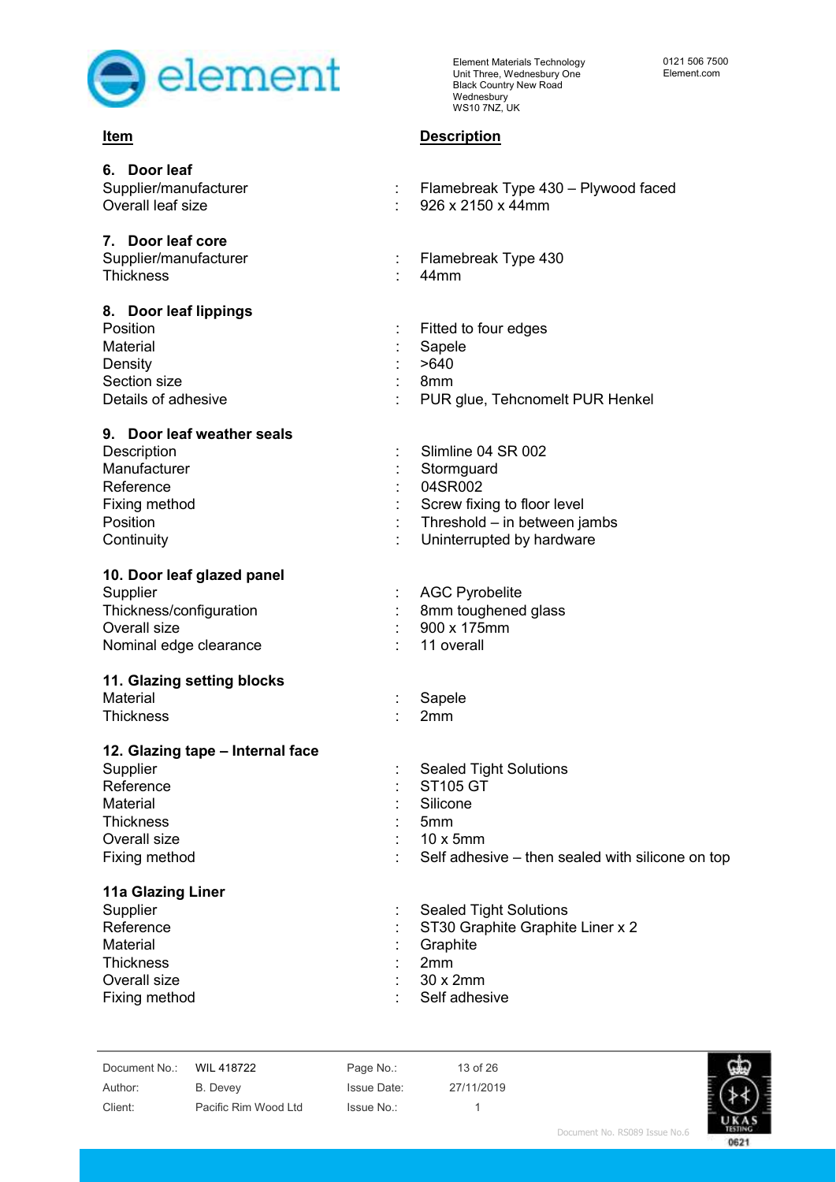| Item | | Description |
|---|---|---|
| **6. Door leaf** | | |
| Supplier/manufacturer | : | Flamebreak Type 430 – Plywood faced |
| Overall leaf size | : | 926 x 2150 x 44mm |
| **7. Door leaf core** | | |
| Supplier/manufacturer | : | Flamebreak Type 430 |
| Thickness | : | 44mm |
| **8. Door leaf lippings** | | |
| Position | : | Fitted to four edges |
| Material | : | Sapele |
| Density | : | >640 |
| Section size | : | 8mm |
| Details of adhesive | : | PUR glue, Tehcnomelt PUR Henkel |
| **9. Door leaf weather seals** | | |
| Description | : | Slimline 04 SR 002 |
| Manufacturer | : | Stormguard |
| Reference | : | 04SR002 |
| Fixing method | : | Screw fixing to floor level |
| Position | : | Threshold – in between jambs |
| Continuity | : | Uninterrupted by hardware |
| **10. Door leaf glazed panel** | | |
| Supplier | : | AGC Pyrobelite |
| Thickness/configuration | : | 8mm toughened glass |
| Overall size | : | 900 x 175mm |
| Nominal edge clearance | : | 11 overall |
| **11. Glazing setting blocks** | | |
| Material | : | Sapele |
| Thickness | : | 2mm |
| **12. Glazing tape – Internal face** | | |
| Supplier | : | Sealed Tight Solutions |
| Reference | : | ST105 GT |
| Material | : | Silicone |
| Thickness | : | 5mm |
| Overall size | : | 10 x 5mm |
| Fixing method | : | Self adhesive – then sealed with silicone on top |
| **11a Glazing Liner** | | |
| Supplier | : | Sealed Tight Solutions |
| Reference | : | ST30 Graphite Graphite Liner x 2 |
| Material | : | Graphite |
| Thickness | : | 2mm |
| Overall size | : | 30 x 2mm |
| Fixing method | : | Self adhesive |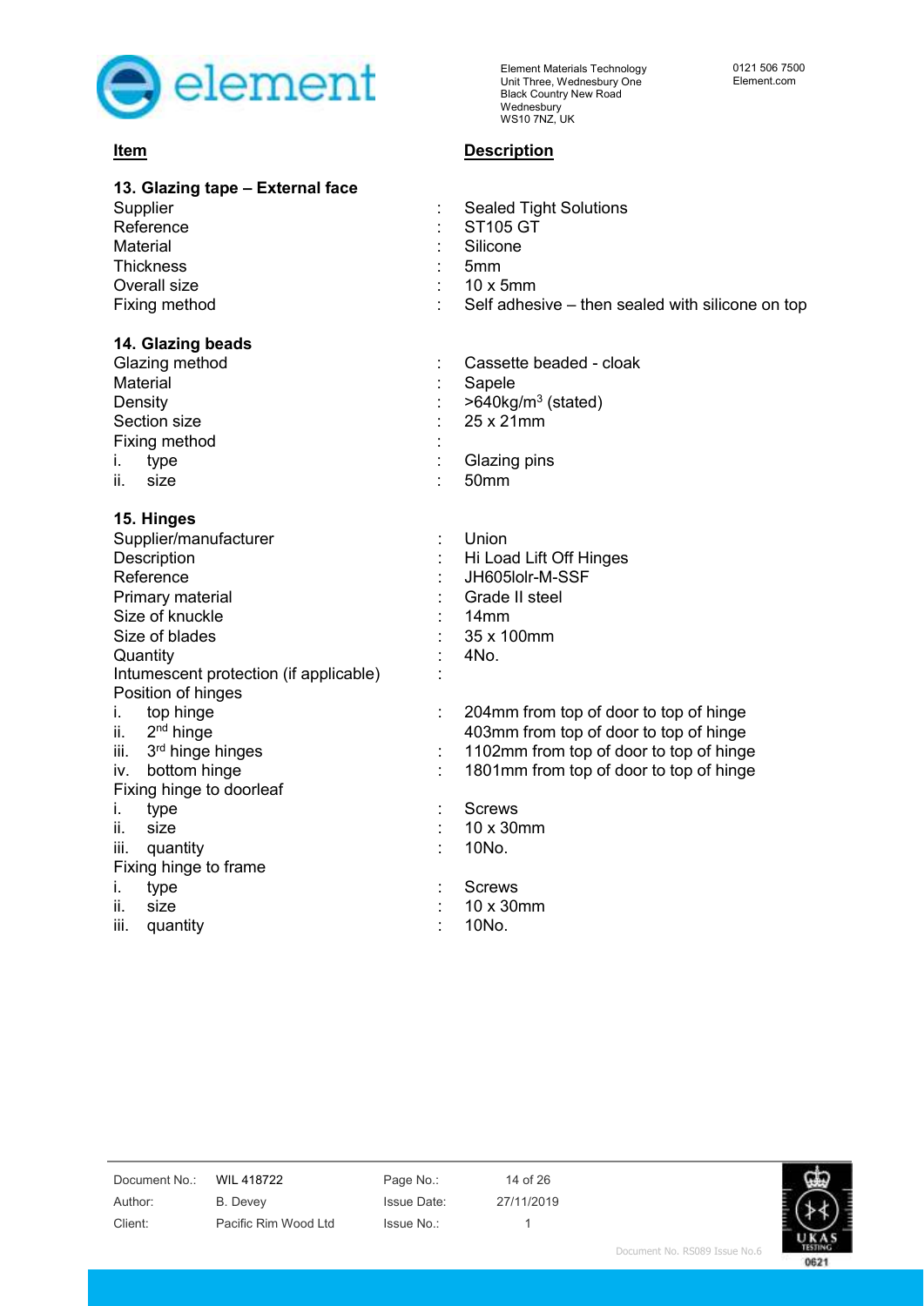| Item | | Description |
|---|---|---|
| **13. Glazing tape – External face** | | |
| Supplier | : | Sealed Tight Solutions |
| Reference | : | ST105 GT |
| Material | : | Silicone |
| Thickness | : | 5mm |
| Overall size | : | 10 x 5mm |
| Fixing method | : | Self adhesive – then sealed with silicone on top |
| **14. Glazing beads** | | |
| Glazing method | : | Cassette beaded - cloak |
| Material | : | Sapele |
| Density | : | >640kg/m$^3$ (stated) |
| Section size | : | 25 x 21mm |
| Fixing method | : | |
| i. type | : | Glazing pins |
| ii. size | : | 50mm |
| **15. Hinges** | | |
| Supplier/manufacturer | : | Union |
| Description | : | Hi Load Lift Off Hinges |
| Reference | : | JH605lolr-M-SSF |
| Primary material | : | Grade II steel |
| Size of knuckle | : | 14mm |
| Size of blades | : | 35 x 100mm |
| Quantity | : | 4No. |
| Intumescent protection (if applicable) | : | |
| Position of hinges | | |
| i. top hinge | : | 204mm from top of door to top of hinge |
| ii. 2nd hinge | | 403mm from top of door to top of hinge |
| iii. 3rd hinge hinges | : | 1102mm from top of door to top of hinge |
| iv. bottom hinge | : | 1801mm from top of door to top of hinge |
| Fixing hinge to doorleaf | | |
| i. type | : | Screws |
| ii. size | : | 10 x 30mm |
| iii. quantity | : | 10No. |
| Fixing hinge to frame | | |
| i. type | : | Screws |
| ii. size | : | 10 x 30mm |
| iii. quantity | : | 10No. |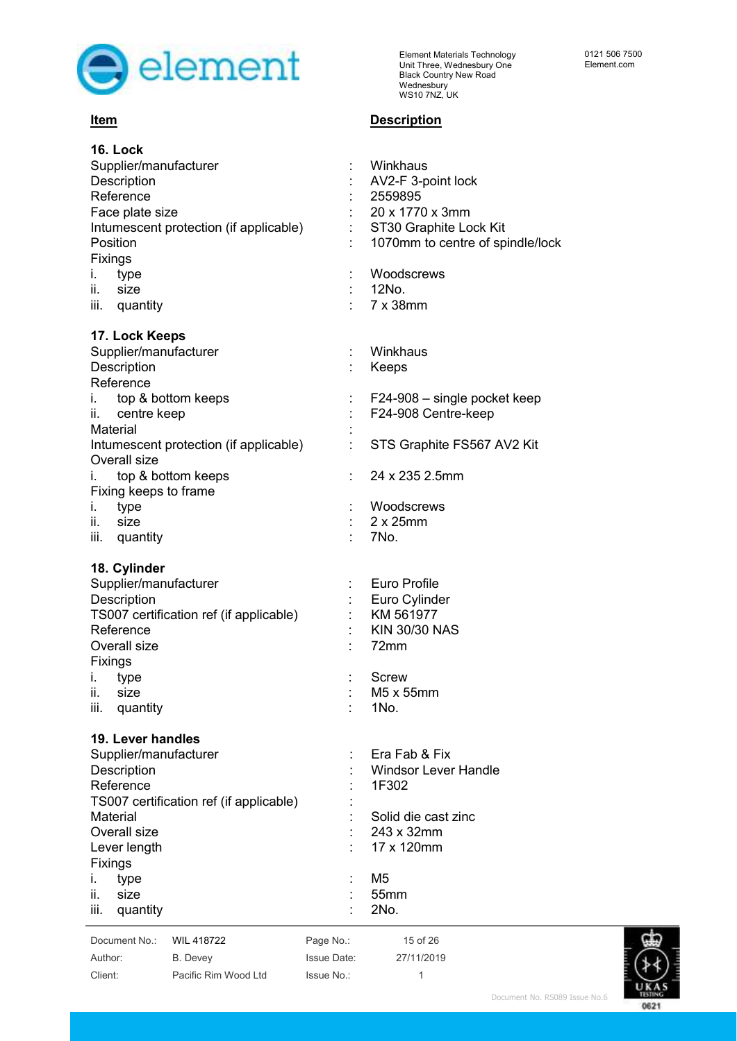| Item | | Description |
|---|---|---|
| **16. Lock** | | |
| Supplier/manufacturer | : | Winkhaus |
| Description | : | AV2-F 3-point lock |
| Reference | : | 2559895 |
| Face plate size | : | 20 x 1770 x 3mm |
| Intumescent protection (if applicable) | : | ST30 Graphite Lock Kit |
| Position | : | 1070mm to centre of spindle/lock |
| Fixings | | |
| i. type | : | Woodscrews |
| ii. size | : | 12No. |
| iii. quantity | : | 7 x 38mm |
| **17. Lock Keeps** | | |
| Supplier/manufacturer | : | Winkhaus |
| Description | : | Keeps |
| Reference | | |
| i. top & bottom keeps | : | F24-908 – single pocket keep |
| ii. centre keep | : | F24-908 Centre-keep |
| Material | : | |
| Intumescent protection (if applicable) | : | STS Graphite FS567 AV2 Kit |
| Overall size | | |
| i. top & bottom keeps | : | 24 x 235 2.5mm |
| Fixing keeps to frame | | |
| i. type | : | Woodscrews |
| ii. size | : | 2 x 25mm |
| iii. quantity | : | 7No. |
| **18. Cylinder** | | |
| Supplier/manufacturer | : | Euro Profile |
| Description | : | Euro Cylinder |
| TS007 certification ref (if applicable) | : | KM 561977 |
| Reference | : | KIN 30/30 NAS |
| Overall size | : | 72mm |
| Fixings | | |
| i. type | : | Screw |
| ii. size | : | M5 x 55mm |
| iii. quantity | : | 1No. |
| **19. Lever handles** | | |
| Supplier/manufacturer | : | Era Fab & Fix |
| Description | : | Windsor Lever Handle |
| Reference | : | 1F302 |
| TS007 certification ref (if applicable) | : | |
| Material | : | Solid die cast zinc |
| Overall size | : | 243 x 32mm |
| Lever length | : | 17 x 120mm |
| Fixings | | |
| i. type | : | M5 |
| ii. size | : | 55mm |
| iii. quantity | : | 2No. |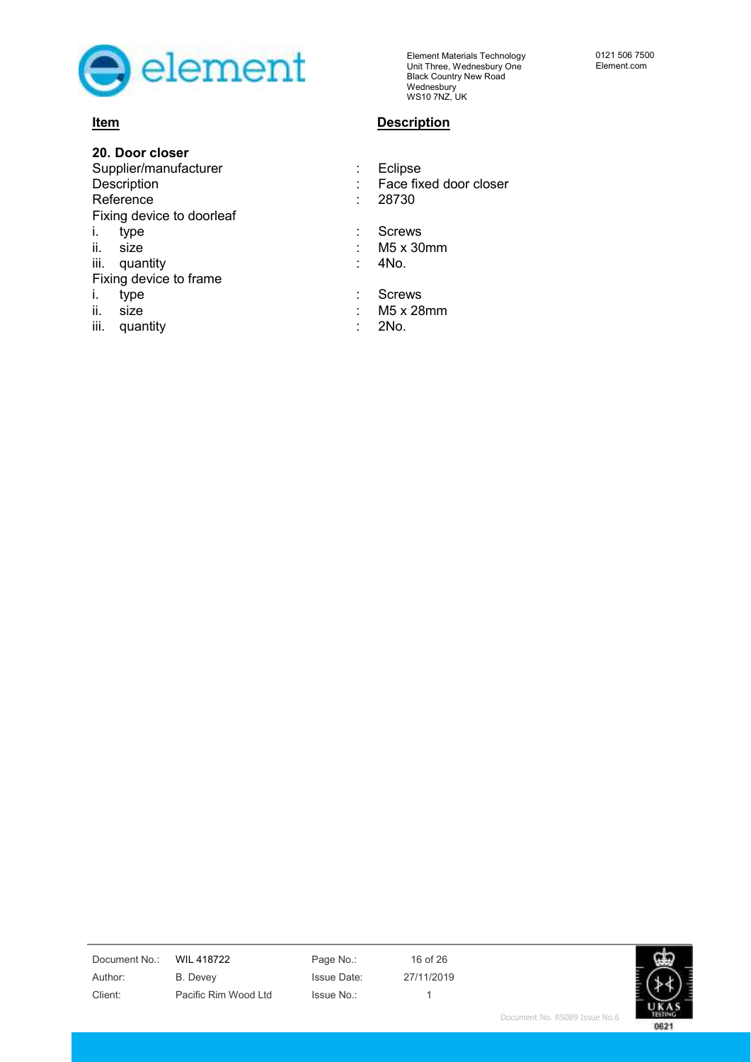| **Item** | | **Description** |
|---|---|---|
| **20. Door closer** | | |
| Supplier/manufacturer | : | Eclipse |
| Description | : | Face fixed door closer |
| Reference | : | 28730 |
| Fixing device to doorleaf | | |
| i. type | : | Screws |
| ii. size | : | M5 x 30mm |
| iii. quantity | : | 4No. |
| Fixing device to frame | | |
| i. type | : | Screws |
| ii. size | : | M5 x 28mm |
| iii. quantity | : | 2No. |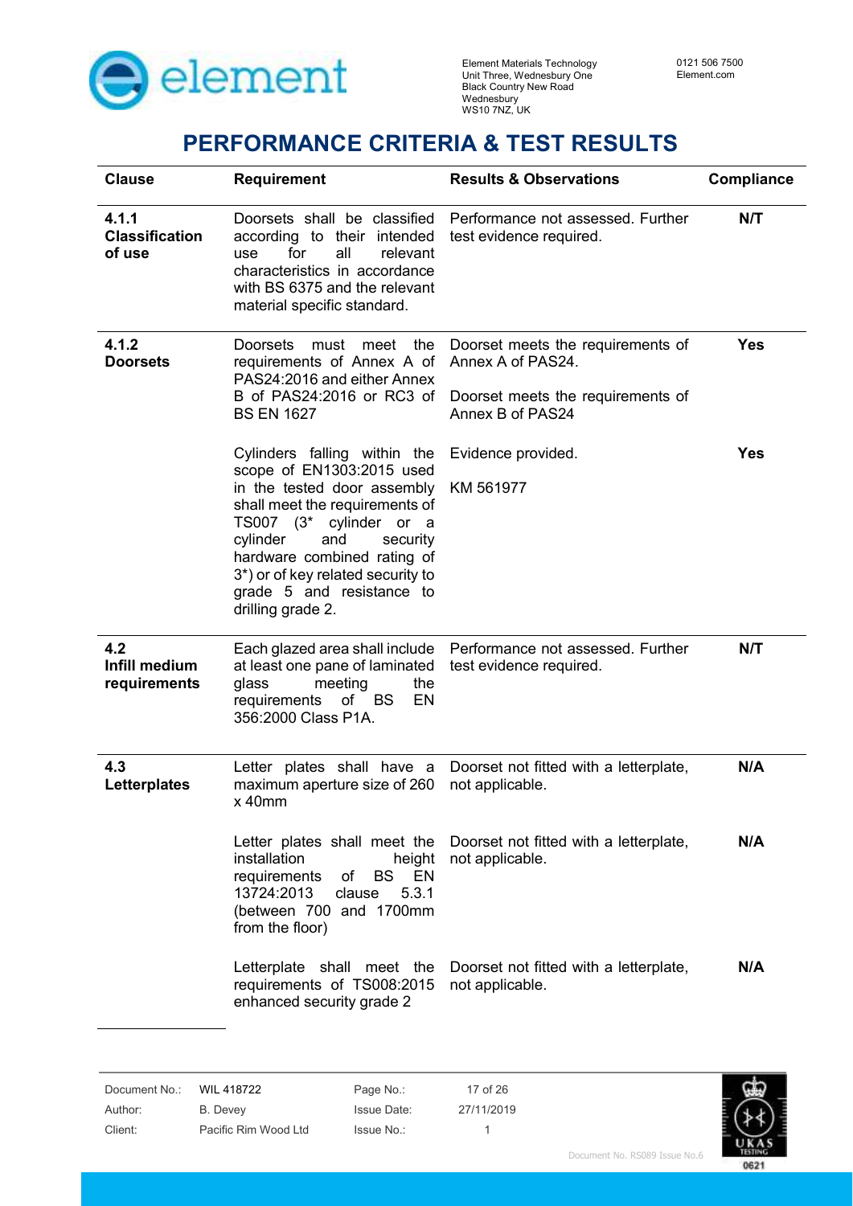# PERFORMANCE CRITERIA & TEST RESULTS

| Clause | Requirement | Results & Observations | Compliance |
|---|---|---|---|
| **4.1.1 Classification of use** | Doorsets shall be classified according to their intended use for all relevant characteristics in accordance with BS 6375 and the relevant material specific standard. | Performance not assessed. Further test evidence required. | **N/T** |
| **4.1.2 Doorsets** | Doorsets must meet the requirements of Annex A of PAS24:2016 and either Annex B of PAS24:2016 or RC3 of BS EN 1627 | Doorset meets the requirements of Annex A of PAS24.<br><br>Doorset meets the requirements of Annex B of PAS24 | **Yes** |
| | Cylinders falling within the scope of EN1303:2015 used in the tested door assembly shall meet the requirements of TS007 (3* cylinder or a cylinder and security hardware combined rating of 3*) or of key related security to grade 5 and resistance to drilling grade 2. | Evidence provided.<br><br>KM 561977 | **Yes** |
| **4.2 Infill medium requirements** | Each glazed area shall include at least one pane of laminated glass meeting the requirements of BS EN 356:2000 Class P1A. | Performance not assessed. Further test evidence required. | **N/T** |
| **4.3 Letterplates** | Letter plates shall have a maximum aperture size of 260 x 40mm | Doorset not fitted with a letterplate, not applicable. | **N/A** |
| | Letter plates shall meet the installation height requirements of BS EN 13724:2013 clause 5.3.1 (between 700 and 1700mm from the floor) | Doorset not fitted with a letterplate, not applicable. | **N/A** |
| | Letterplate shall meet the requirements of TS008:2015 enhanced security grade 2 | Doorset not fitted with a letterplate, not applicable. | **N/A** |

| Document No.: | WIL 418722 | Page No.: | 17 of 26 |
|---|---|---|---|
| Author: | B. Devey | Issue Date: | 27/11/2019 |
| Client: | Pacific Rim Wood Ltd | Issue No.: | 1 |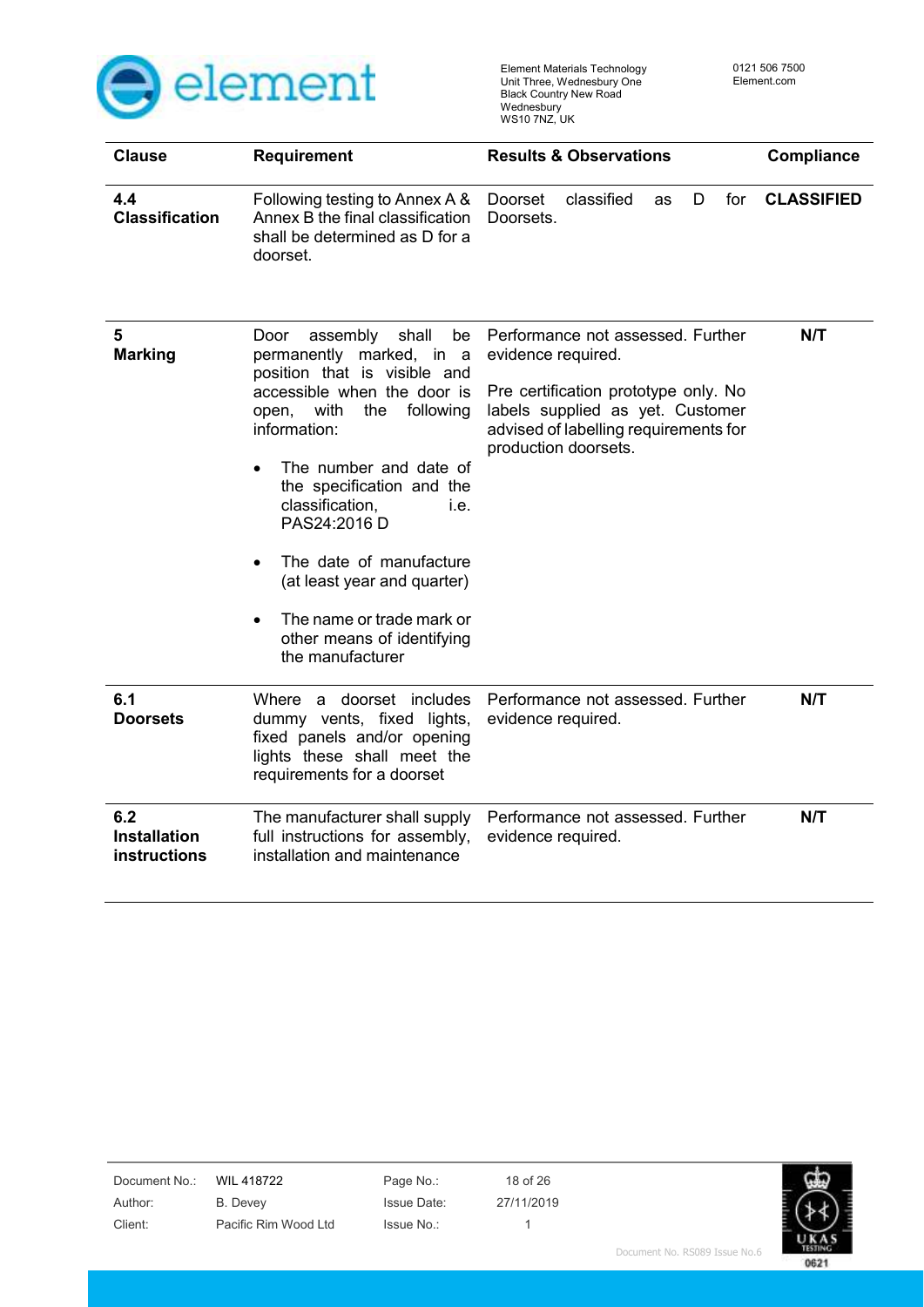| Clause | Requirement | Results & Observations | Compliance |
|---|---|---|---|
| **4.4 Classification** | Following testing to Annex A & Annex B the final classification shall be determined as D for a doorset. | Doorset classified as D for Doorsets. | **CLASSIFIED** |
| **5 Marking** | Door assembly shall be permanently marked, in a position that is visible and accessible when the door is open, with the following information:<br>• The number and date of the specification and the classification, i.e. PAS24:2016 D<br>• The date of manufacture (at least year and quarter)<br>• The name or trade mark or other means of identifying the manufacturer | Performance not assessed. Further evidence required.<br><br>Pre certification prototype only. No labels supplied as yet. Customer advised of labelling requirements for production doorsets. | **N/T** |
| **6.1 Doorsets** | Where a doorset includes dummy vents, fixed lights, fixed panels and/or opening lights these shall meet the requirements for a doorset | Performance not assessed. Further evidence required. | **N/T** |
| **6.2 Installation instructions** | The manufacturer shall supply full instructions for assembly, installation and maintenance | Performance not assessed. Further evidence required. | **N/T** |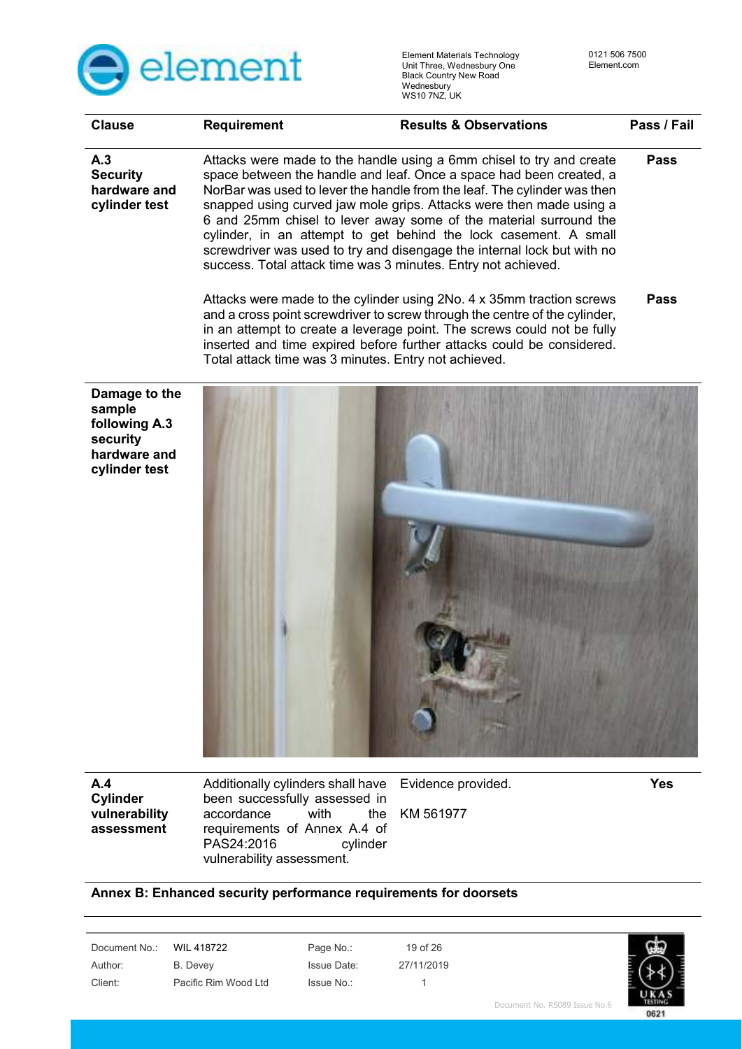| Clause | Requirement | Results & Observations | Pass / Fail |
|---|---|---|---|
| **A.3 Security hardware and cylinder test** | Attacks were made to the handle using a 6mm chisel to try and create space between the handle and leaf. Once a space had been created, a NorBar was used to lever the handle from the leaf. The cylinder was then snapped using curved jaw mole grips. Attacks were then made using a 6 and 25mm chisel to lever away some of the material surround the cylinder, in an attempt to get behind the lock casement. A small screwdriver was used to try and disengage the internal lock but with no success. Total attack time was 3 minutes. Entry not achieved. | | **Pass** |
| | Attacks were made to the cylinder using 2No. 4 x 35mm traction screws and a cross point screwdriver to screw through the centre of the cylinder, in an attempt to create a leverage point. The screws could not be fully inserted and time expired before further attacks could be considered. Total attack time was 3 minutes. Entry not achieved. | | **Pass** |
| **Damage to the sample following A.3 security hardware and cylinder test** | | | |
| **A.4 Cylinder vulnerability assessment** | Additionally cylinders shall have been successfully assessed in accordance with the requirements of Annex A.4 of PAS24:2016 cylinder vulnerability assessment. | Evidence provided.<br><br>KM 561977 | **Yes** |

**Annex B: Enhanced security performance requirements for doorsets**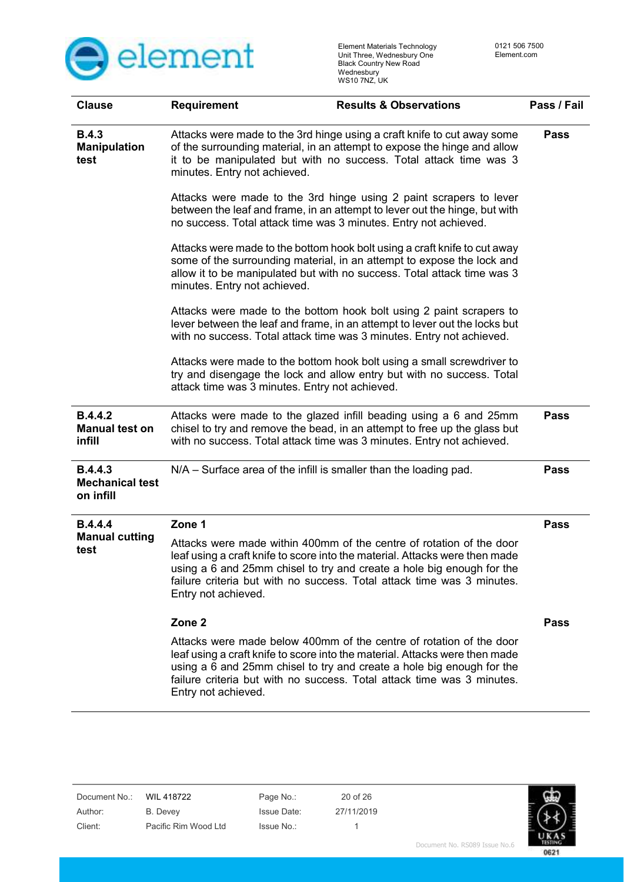| Clause | Requirement | Results & Observations | Pass / Fail |
|---|---|---|---|
| **B.4.3 Manipulation test** | Attacks were made to the 3rd hinge using a craft knife to cut away some of the surrounding material, in an attempt to expose the hinge and allow it to be manipulated but with no success. Total attack time was 3 minutes. Entry not achieved.<br><br>Attacks were made to the 3rd hinge using 2 paint scrapers to lever between the leaf and frame, in an attempt to lever out the hinge, but with no success. Total attack time was 3 minutes. Entry not achieved.<br><br>Attacks were made to the bottom hook bolt using a craft knife to cut away some of the surrounding material, in an attempt to expose the lock and allow it to be manipulated but with no success. Total attack time was 3 minutes. Entry not achieved.<br><br>Attacks were made to the bottom hook bolt using 2 paint scrapers to lever between the leaf and frame, in an attempt to lever out the locks but with no success. Total attack time was 3 minutes. Entry not achieved.<br><br>Attacks were made to the bottom hook bolt using a small screwdriver to try and disengage the lock and allow entry but with no success. Total attack time was 3 minutes. Entry not achieved. | | **Pass** |
| **B.4.4.2 Manual test on infill** | Attacks were made to the glazed infill beading using a 6 and 25mm chisel to try and remove the bead, in an attempt to free up the glass but with no success. Total attack time was 3 minutes. Entry not achieved. | | **Pass** |
| **B.4.4.3 Mechanical test on infill** | N/A – Surface area of the infill is smaller than the loading pad. | | **Pass** |
| **B.4.4.4 Manual cutting test** | **Zone 1**<br><br>Attacks were made within 400mm of the centre of rotation of the door leaf using a craft knife to score into the material. Attacks were then made using a 6 and 25mm chisel to try and create a hole big enough for the failure criteria but with no success. Total attack time was 3 minutes. Entry not achieved. | | **Pass** |
| | **Zone 2**<br><br>Attacks were made below 400mm of the centre of rotation of the door leaf using a craft knife to score into the material. Attacks were then made using a 6 and 25mm chisel to try and create a hole big enough for the failure criteria but with no success. Total attack time was 3 minutes. Entry not achieved. | | **Pass** |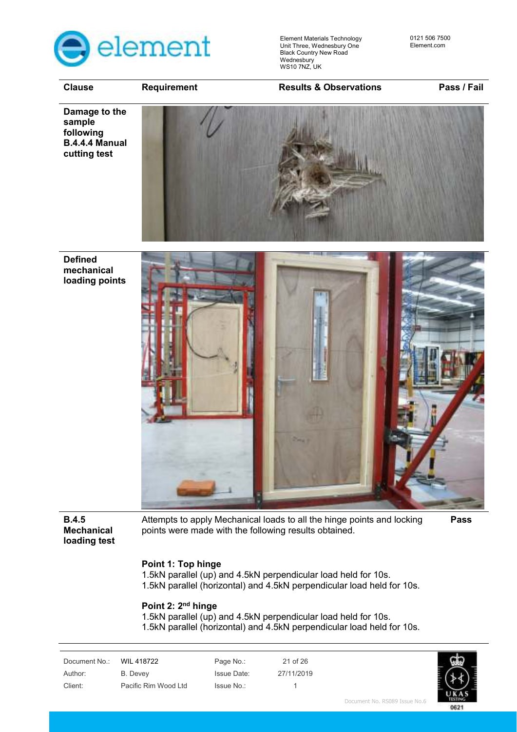| Clause | Requirement | Results & Observations | Pass / Fail |
|---|---|---|---|
| **Damage to the sample following B.4.4.4 Manual cutting test** | | | |
| **Defined mechanical loading points** | | | |
| **B.4.5 Mechanical loading test** | Attempts to apply Mechanical loads to all the hinge points and locking points were made with the following results obtained. | | **Pass** |

**Point 1: Top hinge**
1.5kN parallel (up) and 4.5kN perpendicular load held for 10s.
1.5kN parallel (horizontal) and 4.5kN perpendicular load held for 10s.

**Point 2: 2nd hinge**
1.5kN parallel (up) and 4.5kN perpendicular load held for 10s.
1.5kN parallel (horizontal) and 4.5kN perpendicular load held for 10s.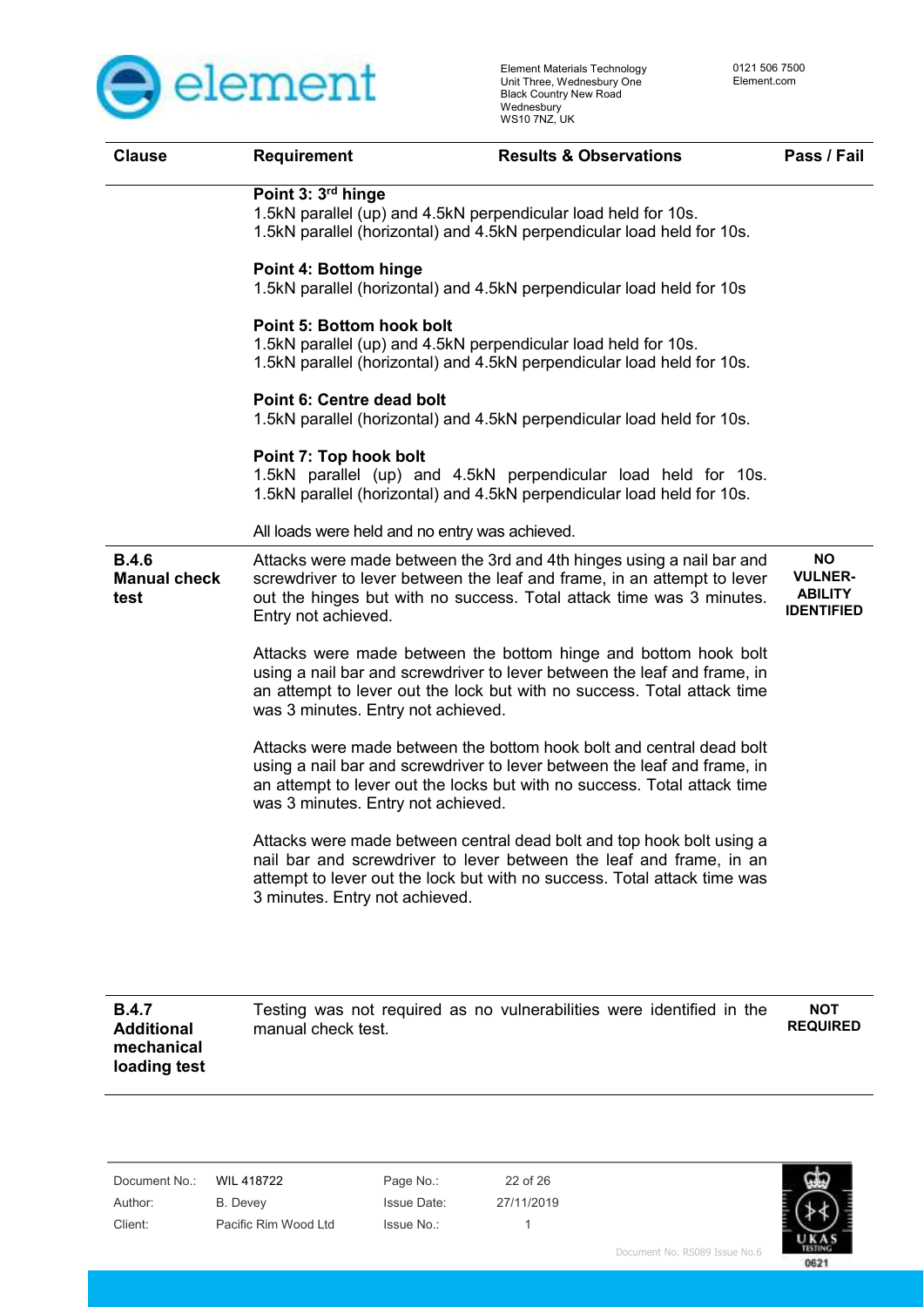| Clause | Requirement | Results & Observations | Pass / Fail |
|---|---|---|---|
| | **Point 3: 3rd hinge**<br>1.5kN parallel (up) and 4.5kN perpendicular load held for 10s.<br>1.5kN parallel (horizontal) and 4.5kN perpendicular load held for 10s.<br><br>**Point 4: Bottom hinge**<br>1.5kN parallel (horizontal) and 4.5kN perpendicular load held for 10s<br><br>**Point 5: Bottom hook bolt**<br>1.5kN parallel (up) and 4.5kN perpendicular load held for 10s.<br>1.5kN parallel (horizontal) and 4.5kN perpendicular load held for 10s.<br><br>**Point 6: Centre dead bolt**<br>1.5kN parallel (horizontal) and 4.5kN perpendicular load held for 10s.<br><br>**Point 7: Top hook bolt**<br>1.5kN parallel (up) and 4.5kN perpendicular load held for 10s.<br>1.5kN parallel (horizontal) and 4.5kN perpendicular load held for 10s.<br><br>All loads were held and no entry was achieved. | | |
| **B.4.6 Manual check test** | Attacks were made between the 3rd and 4th hinges using a nail bar and screwdriver to lever between the leaf and frame, in an attempt to lever out the hinges but with no success. Total attack time was 3 minutes. Entry not achieved.<br><br>Attacks were made between the bottom hinge and bottom hook bolt using a nail bar and screwdriver to lever between the leaf and frame, in an attempt to lever out the lock but with no success. Total attack time was 3 minutes. Entry not achieved.<br><br>Attacks were made between the bottom hook bolt and central dead bolt using a nail bar and screwdriver to lever between the leaf and frame, in an attempt to lever out the locks but with no success. Total attack time was 3 minutes. Entry not achieved.<br><br>Attacks were made between central dead bolt and top hook bolt using a nail bar and screwdriver to lever between the leaf and frame, in an attempt to lever out the lock but with no success. Total attack time was 3 minutes. Entry not achieved. | | **NO VULNERABILITY IDENTIFIED** |
| **B.4.7 Additional mechanical loading test** | Testing was not required as no vulnerabilities were identified in the manual check test. | | **NOT REQUIRED** |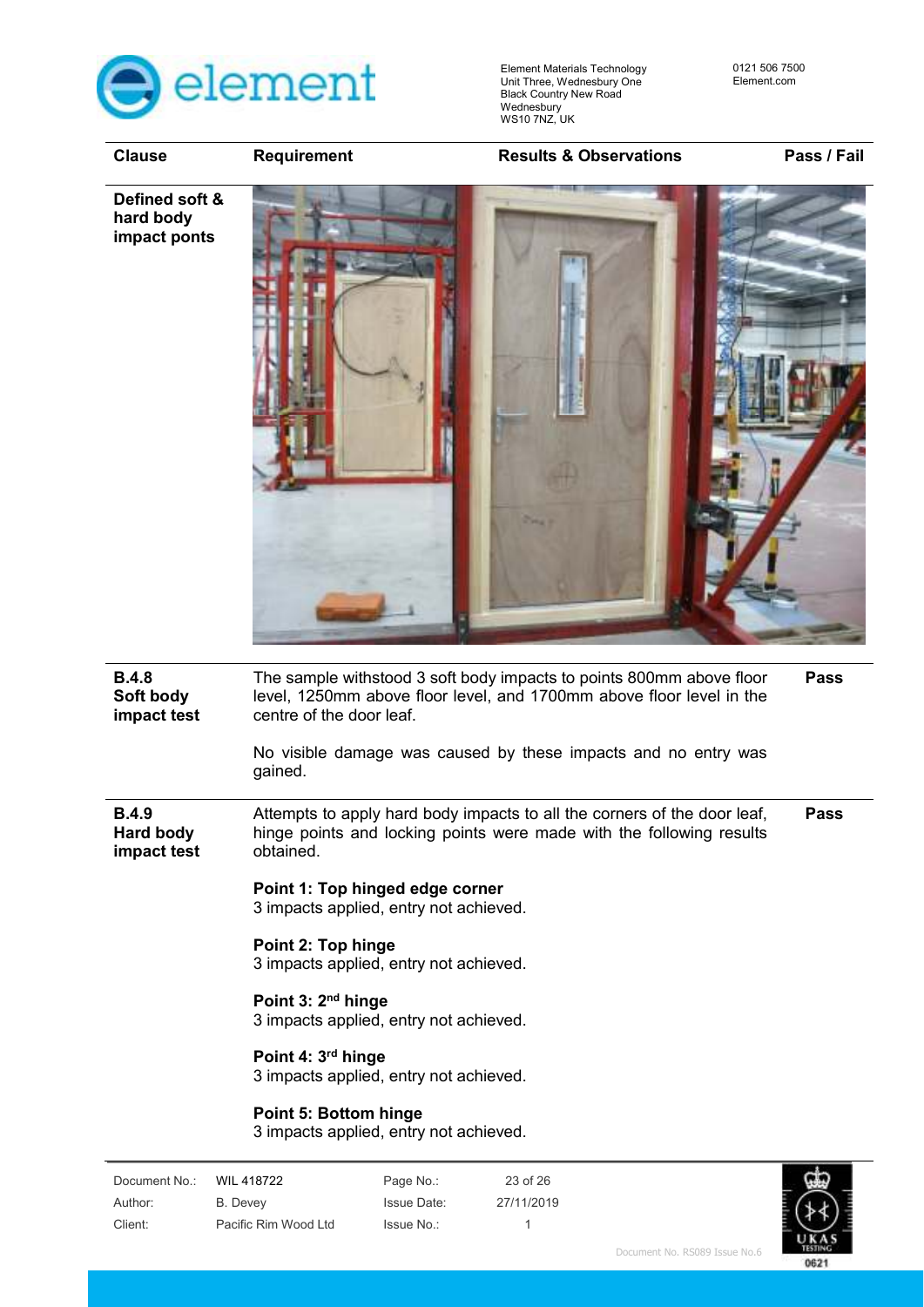| Clause | Requirement | Results & Observations | Pass / Fail |
|---|---|---|---|
| **Defined soft & hard body impact ponts** | | | |
| **B.4.8 Soft body impact test** | The sample withstood 3 soft body impacts to points 800mm above floor level, 1250mm above floor level, and 1700mm above floor level in the centre of the door leaf.<br><br>No visible damage was caused by these impacts and no entry was gained. | | **Pass** |
| **B.4.9 Hard body impact test** | Attempts to apply hard body impacts to all the corners of the door leaf, hinge points and locking points were made with the following results obtained.<br><br>**Point 1: Top hinged edge corner**<br>3 impacts applied, entry not achieved.<br><br>**Point 2: Top hinge**<br>3 impacts applied, entry not achieved.<br><br>**Point 3: 2nd hinge**<br>3 impacts applied, entry not achieved.<br><br>**Point 4: 3rd hinge**<br>3 impacts applied, entry not achieved.<br><br>**Point 5: Bottom hinge**<br>3 impacts applied, entry not achieved. | | **Pass** |

| Document No.: | WIL 418722 | Page No.: | 23 of 26 |
|---|---|---|---|
| Author: | B. Devey | Issue Date: | 27/11/2019 |
| Client: | Pacific Rim Wood Ltd | Issue No.: | 1 |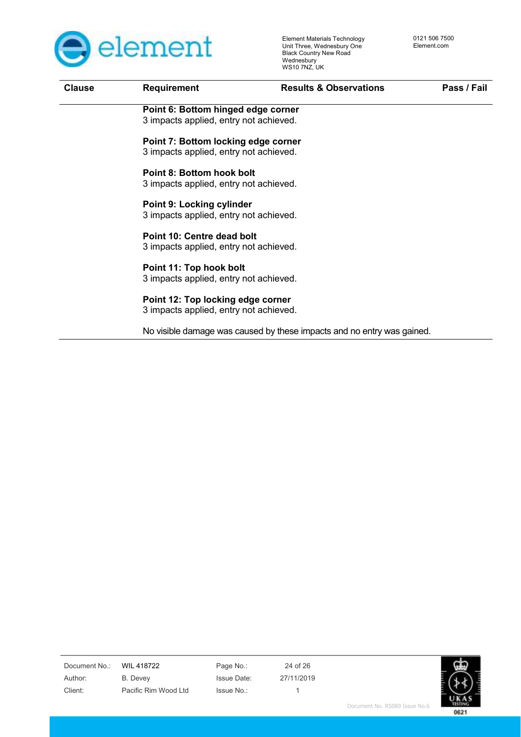| Clause | Requirement | Results & Observations | Pass / Fail |
|---|---|---|---|

**Point 6: Bottom hinged edge corner**
3 impacts applied, entry not achieved.

**Point 7: Bottom locking edge corner**
3 impacts applied, entry not achieved.

**Point 8: Bottom hook bolt**
3 impacts applied, entry not achieved.

**Point 9: Locking cylinder**
3 impacts applied, entry not achieved.

**Point 10: Centre dead bolt**
3 impacts applied, entry not achieved.

**Point 11: Top hook bolt**
3 impacts applied, entry not achieved.

**Point 12: Top locking edge corner**
3 impacts applied, entry not achieved.

No visible damage was caused by these impacts and no entry was gained.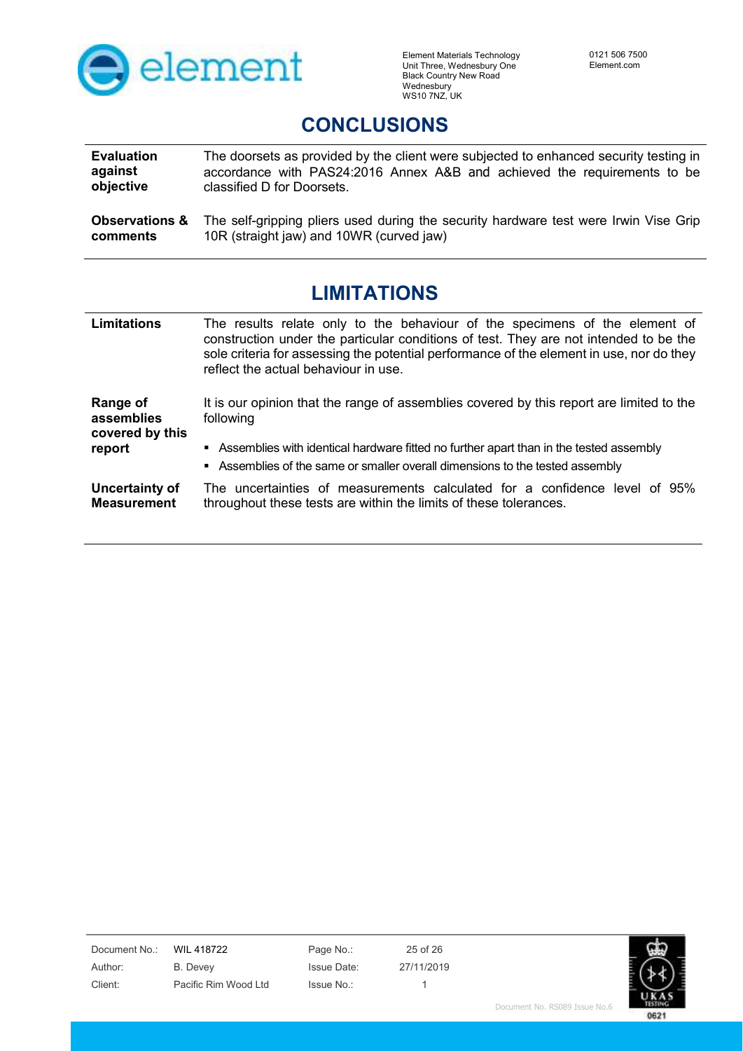## CONCLUSIONS

| | |
|---|---|
| **Evaluation against objective** | The doorsets as provided by the client were subjected to enhanced security testing in accordance with PAS24:2016 Annex A&B and achieved the requirements to be classified D for Doorsets. |
| **Observations & comments** | The self-gripping pliers used during the security hardware test were Irwin Vise Grip 10R (straight jaw) and 10WR (curved jaw) |

## LIMITATIONS

| | |
|---|---|
| **Limitations** | The results relate only to the behaviour of the specimens of the element of construction under the particular conditions of test. They are not intended to be the sole criteria for assessing the potential performance of the element in use, nor do they reflect the actual behaviour in use. |
| **Range of assemblies covered by this report** | It is our opinion that the range of assemblies covered by this report are limited to the following<br>▪ Assemblies with identical hardware fitted no further apart than in the tested assembly<br>▪ Assemblies of the same or smaller overall dimensions to the tested assembly |
| **Uncertainty of Measurement** | The uncertainties of measurements calculated for a confidence level of 95% throughout these tests are within the limits of these tolerances. |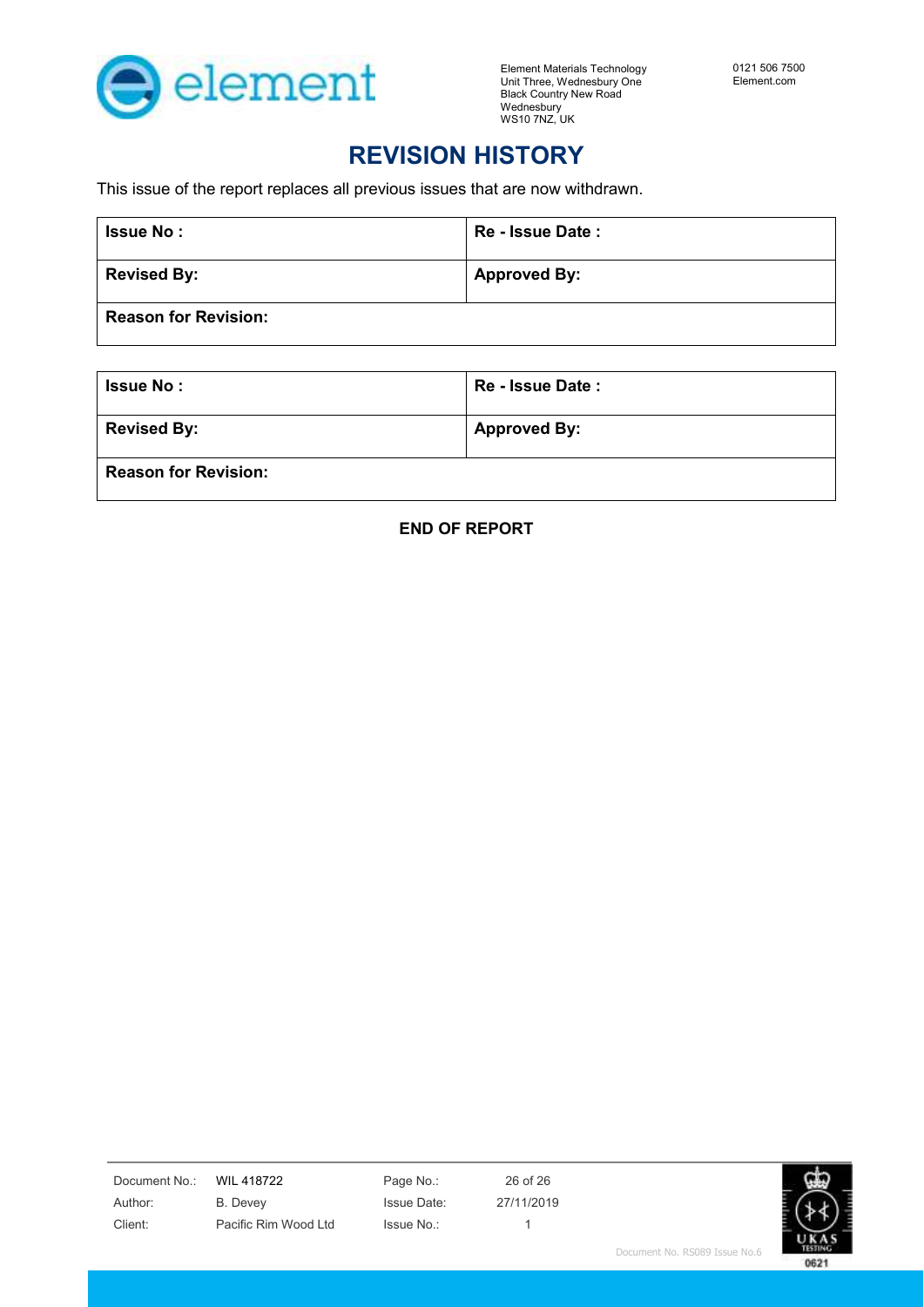# REVISION HISTORY

This issue of the report replaces all previous issues that are now withdrawn.

| | |
|---|---|
| **Issue No :** | **Re - Issue Date :** |
| **Revised By:** | **Approved By:** |
| **Reason for Revision:** | |

| | |
|---|---|
| **Issue No :** | **Re - Issue Date :** |
| **Revised By:** | **Approved By:** |
| **Reason for Revision:** | |

**END OF REPORT**